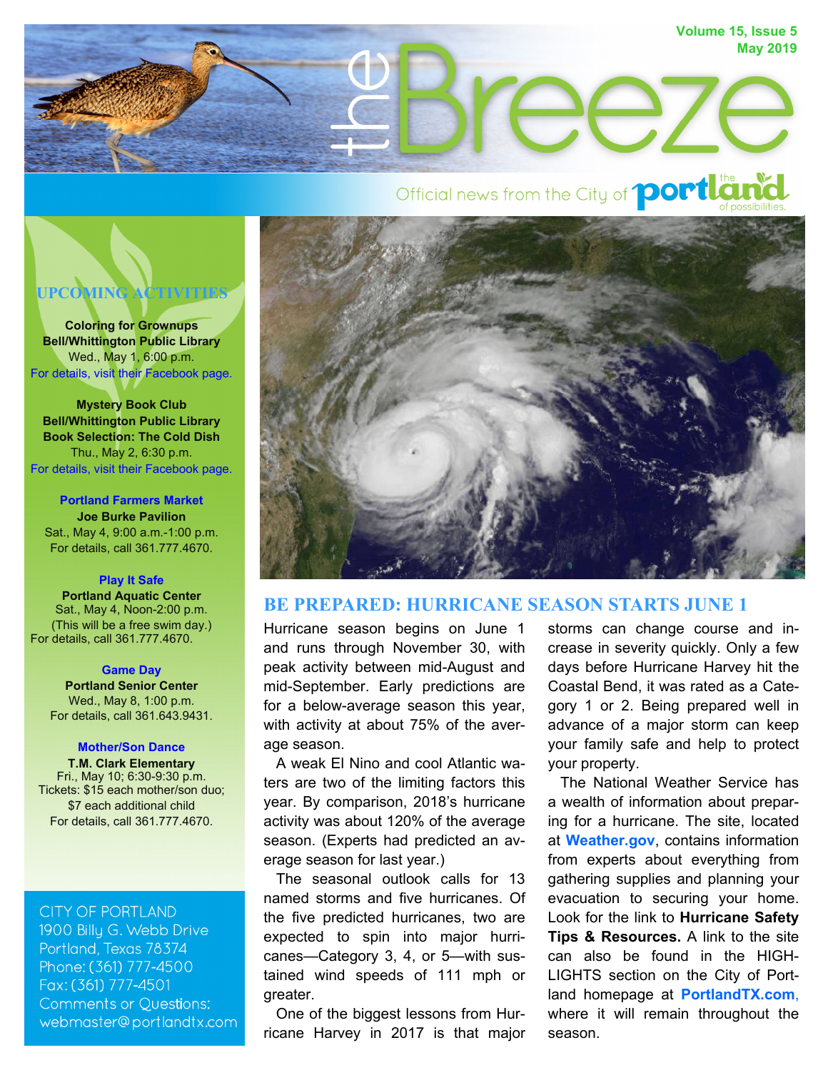# the Breeze

Volume 15, Issue 5
May 2019

Official news from the City of portland — the portland of possibilities.

## UPCOMING ACTIVITIES

**Coloring for Grownups**
**Bell/Whittington Public Library**
Wed., May 1, 6:00 p.m.
For details, visit their Facebook page.

**Mystery Book Club**
**Bell/Whittington Public Library**
**Book Selection: The Cold Dish**
Thu., May 2, 6:30 p.m.
For details, visit their Facebook page.

**Portland Farmers Market**
**Joe Burke Pavilion**
Sat., May 4, 9:00 a.m.-1:00 p.m.
For details, call 361.777.4670.

**Play It Safe**
**Portland Aquatic Center**
Sat., May 4, Noon-2:00 p.m.
(This will be a free swim day.)
For details, call 361.777.4670.

**Game Day**
**Portland Senior Center**
Wed., May 8, 1:00 p.m.
For details, call 361.643.9431.

**Mother/Son Dance**
**T.M. Clark Elementary**
Fri., May 10; 6:30-9:30 p.m.
Tickets: $15 each mother/son duo;
$7 each additional child
For details, call 361.777.4670.

CITY OF PORTLAND
1900 Billy G. Webb Drive
Portland, Texas 78374
Phone: (361) 777-4500
Fax: (361) 777-4501
Comments or Questions:
webmaster@portlandtx.com

## BE PREPARED: HURRICANE SEASON STARTS JUNE 1

Hurricane season begins on June 1 and runs through November 30, with peak activity between mid-August and mid-September. Early predictions are for a below-average season this year, with activity at about 75% of the average season.

A weak El Nino and cool Atlantic waters are two of the limiting factors this year. By comparison, 2018's hurricane activity was about 120% of the average season. (Experts had predicted an average season for last year.)

The seasonal outlook calls for 13 named storms and five hurricanes. Of the five predicted hurricanes, two are expected to spin into major hurricanes—Category 3, 4, or 5—with sustained wind speeds of 111 mph or greater.

One of the biggest lessons from Hurricane Harvey in 2017 is that major storms can change course and increase in severity quickly. Only a few days before Hurricane Harvey hit the Coastal Bend, it was rated as a Category 1 or 2. Being prepared well in advance of a major storm can keep your family safe and help to protect your property.

The National Weather Service has a wealth of information about preparing for a hurricane. The site, located at **Weather.gov**, contains information from experts about everything from gathering supplies and planning your evacuation to securing your home. Look for the link to **Hurricane Safety Tips & Resources.** A link to the site can also be found in the HIGHLIGHTS section on the City of Portland homepage at **PortlandTX.com**, where it will remain throughout the season.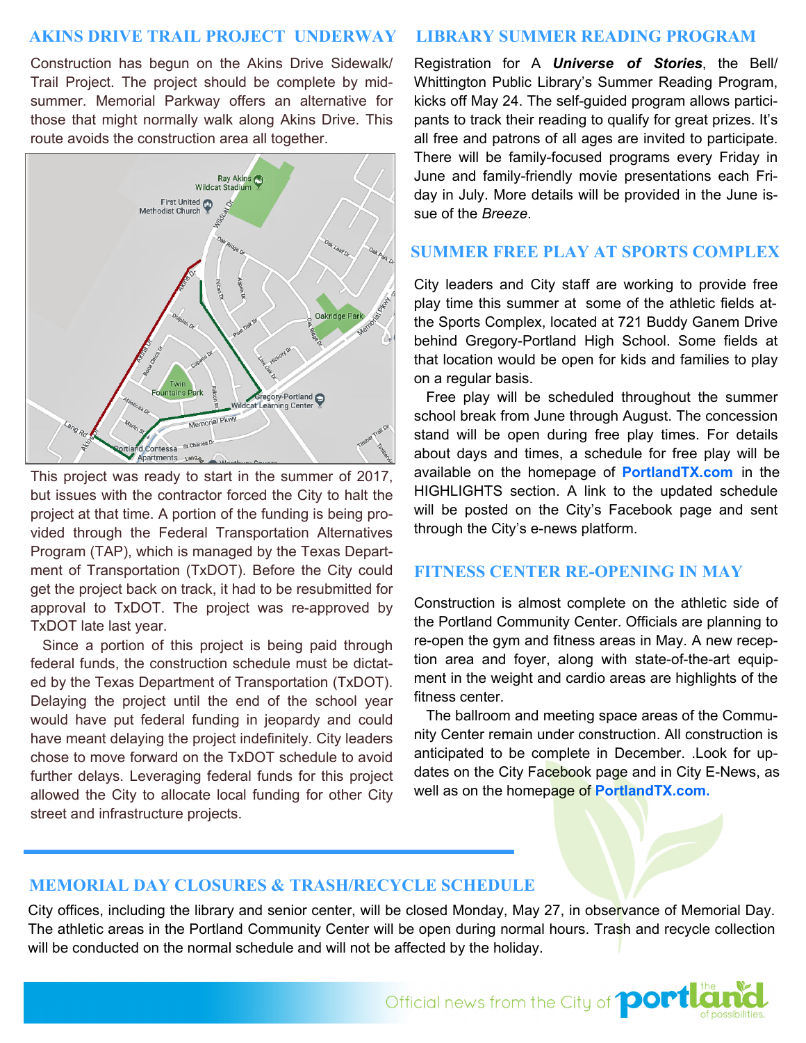## AKINS DRIVE TRAIL PROJECT UNDERWAY

Construction has begun on the Akins Drive Sidewalk/Trail Project. The project should be complete by mid-summer. Memorial Parkway offers an alternative for those that might normally walk along Akins Drive. This route avoids the construction area all together.

Ray Akins Wildcat Stadium
First United Methodist Church
Oakridge Park
Twin Fountains Park
Gregory-Portland Wildcat Learning Center
Portland Contessa Apartments
Memorial Pkwy
Akins Dr
Wildcat Dr
Lang Rd

This project was ready to start in the summer of 2017, but issues with the contractor forced the City to halt the project at that time. A portion of the funding is being provided through the Federal Transportation Alternatives Program (TAP), which is managed by the Texas Department of Transportation (TxDOT). Before the City could get the project back on track, it had to be resubmitted for approval to TxDOT. The project was re-approved by TxDOT late last year.

Since a portion of this project is being paid through federal funds, the construction schedule must be dictated by the Texas Department of Transportation (TxDOT). Delaying the project until the end of the school year would have put federal funding in jeopardy and could have meant delaying the project indefinitely. City leaders chose to move forward on the TxDOT schedule to avoid further delays. Leveraging federal funds for this project allowed the City to allocate local funding for other City street and infrastructure projects.

## LIBRARY SUMMER READING PROGRAM

Registration for A ***Universe of Stories***, the Bell/Whittington Public Library's Summer Reading Program, kicks off May 24. The self-guided program allows participants to track their reading to qualify for great prizes. It's all free and patrons of all ages are invited to participate. There will be family-focused programs every Friday in June and family-friendly movie presentations each Friday in July. More details will be provided in the June issue of the *Breeze*.

## SUMMER FREE PLAY AT SPORTS COMPLEX

City leaders and City staff are working to provide free play time this summer at some of the athletic fields at the Sports Complex, located at 721 Buddy Ganem Drive behind Gregory-Portland High School. Some fields at that location would be open for kids and families to play on a regular basis.

Free play will be scheduled throughout the summer school break from June through August. The concession stand will be open during free play times. For details about days and times, a schedule for free play will be available on the homepage of **PortlandTX.com** in the HIGHLIGHTS section. A link to the updated schedule will be posted on the City's Facebook page and sent through the City's e-news platform.

## FITNESS CENTER RE-OPENING IN MAY

Construction is almost complete on the athletic side of the Portland Community Center. Officials are planning to re-open the gym and fitness areas in May. A new reception area and foyer, along with state-of-the-art equipment in the weight and cardio areas are highlights of the fitness center.

The ballroom and meeting space areas of the Community Center remain under construction. All construction is anticipated to be complete in December. .Look for updates on the City Facebook page and in City E-News, as well as on the homepage of **PortlandTX.com.**

## MEMORIAL DAY CLOSURES & TRASH/RECYCLE SCHEDULE

City offices, including the library and senior center, will be closed Monday, May 27, in observance of Memorial Day. The athletic areas in the Portland Community Center will be open during normal hours. Trash and recycle collection will be conducted on the normal schedule and will not be affected by the holiday.

Official news from the City of the portland of possibilities.